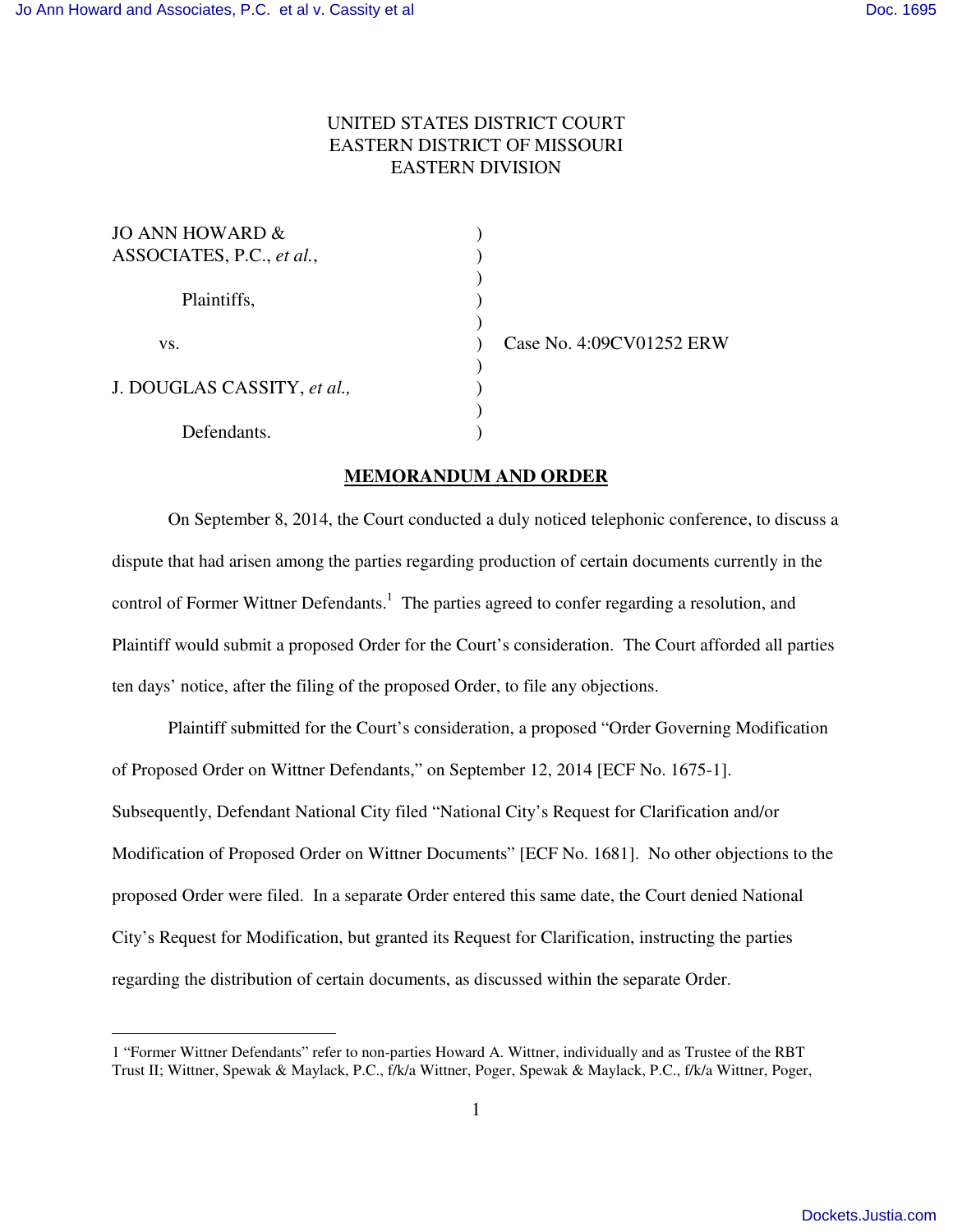UNITED STATES DISTRICT COURT
EASTERN DISTRICT OF MISSOURI
EASTERN DIVISION

| | | |
|---|---|---|
| JO ANN HOWARD & ASSOCIATES, P.C., *et al.*, | ) | |
| Plaintiffs, | ) | |
| vs. | ) | Case No. 4:09CV01252 ERW |
| J. DOUGLAS CASSITY, *et al.,* | ) | |
| Defendants. | ) | |

## MEMORANDUM AND ORDER

On September 8, 2014, the Court conducted a duly noticed telephonic conference, to discuss a dispute that had arisen among the parties regarding production of certain documents currently in the control of Former Wittner Defendants.[1] The parties agreed to confer regarding a resolution, and Plaintiff would submit a proposed Order for the Court's consideration. The Court afforded all parties ten days' notice, after the filing of the proposed Order, to file any objections.

Plaintiff submitted for the Court's consideration, a proposed "Order Governing Modification of Proposed Order on Wittner Defendants," on September 12, 2014 [ECF No. 1675-1]. Subsequently, Defendant National City filed "National City's Request for Clarification and/or Modification of Proposed Order on Wittner Documents" [ECF No. 1681]. No other objections to the proposed Order were filed. In a separate Order entered this same date, the Court denied National City's Request for Modification, but granted its Request for Clarification, instructing the parties regarding the distribution of certain documents, as discussed within the separate Order.

---

1 "Former Wittner Defendants" refer to non-parties Howard A. Wittner, individually and as Trustee of the RBT Trust II; Wittner, Spewak & Maylack, P.C., f/k/a Wittner, Poger, Spewak & Maylack, P.C., f/k/a Wittner, Poger,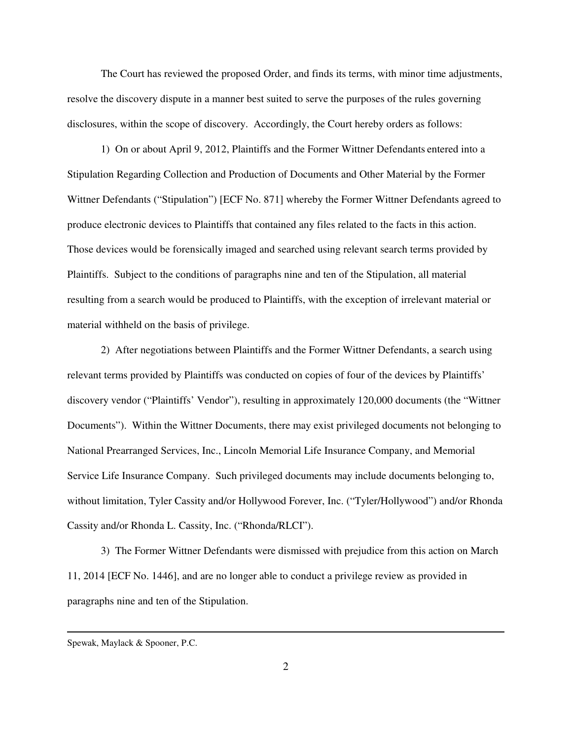The Court has reviewed the proposed Order, and finds its terms, with minor time adjustments, resolve the discovery dispute in a manner best suited to serve the purposes of the rules governing disclosures, within the scope of discovery. Accordingly, the Court hereby orders as follows:

1) On or about April 9, 2012, Plaintiffs and the Former Wittner Defendants entered into a Stipulation Regarding Collection and Production of Documents and Other Material by the Former Wittner Defendants ("Stipulation") [ECF No. 871] whereby the Former Wittner Defendants agreed to produce electronic devices to Plaintiffs that contained any files related to the facts in this action. Those devices would be forensically imaged and searched using relevant search terms provided by Plaintiffs. Subject to the conditions of paragraphs nine and ten of the Stipulation, all material resulting from a search would be produced to Plaintiffs, with the exception of irrelevant material or material withheld on the basis of privilege.

2) After negotiations between Plaintiffs and the Former Wittner Defendants, a search using relevant terms provided by Plaintiffs was conducted on copies of four of the devices by Plaintiffs' discovery vendor ("Plaintiffs' Vendor"), resulting in approximately 120,000 documents (the "Wittner Documents"). Within the Wittner Documents, there may exist privileged documents not belonging to National Prearranged Services, Inc., Lincoln Memorial Life Insurance Company, and Memorial Service Life Insurance Company. Such privileged documents may include documents belonging to, without limitation, Tyler Cassity and/or Hollywood Forever, Inc. ("Tyler/Hollywood") and/or Rhonda Cassity and/or Rhonda L. Cassity, Inc. ("Rhonda/RLCI").

3) The Former Wittner Defendants were dismissed with prejudice from this action on March 11, 2014 [ECF No. 1446], and are no longer able to conduct a privilege review as provided in paragraphs nine and ten of the Stipulation.

Spewak, Maylack & Spooner, P.C.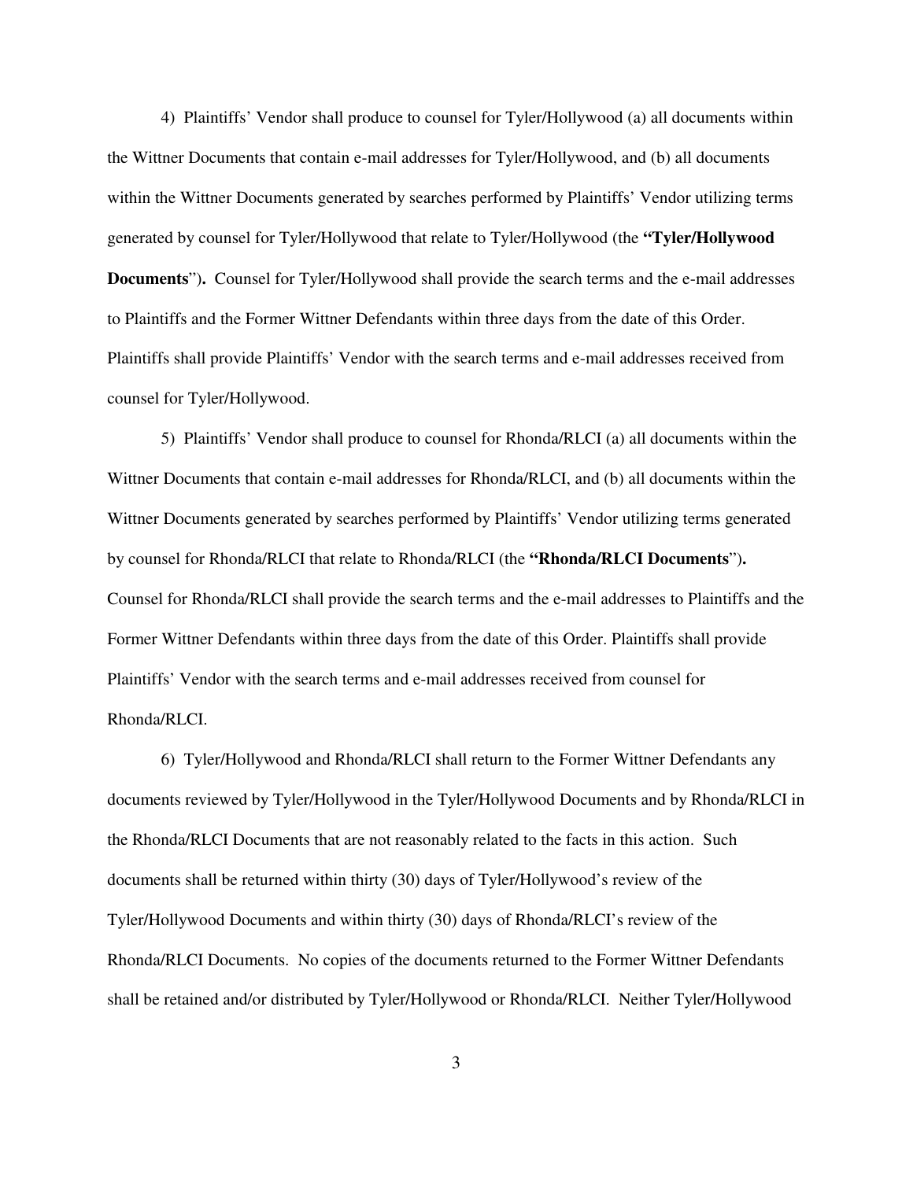4) Plaintiffs' Vendor shall produce to counsel for Tyler/Hollywood (a) all documents within the Wittner Documents that contain e-mail addresses for Tyler/Hollywood, and (b) all documents within the Wittner Documents generated by searches performed by Plaintiffs' Vendor utilizing terms generated by counsel for Tyler/Hollywood that relate to Tyler/Hollywood (the **"Tyler/Hollywood Documents"**). Counsel for Tyler/Hollywood shall provide the search terms and the e-mail addresses to Plaintiffs and the Former Wittner Defendants within three days from the date of this Order. Plaintiffs shall provide Plaintiffs' Vendor with the search terms and e-mail addresses received from counsel for Tyler/Hollywood.

5) Plaintiffs' Vendor shall produce to counsel for Rhonda/RLCI (a) all documents within the Wittner Documents that contain e-mail addresses for Rhonda/RLCI, and (b) all documents within the Wittner Documents generated by searches performed by Plaintiffs' Vendor utilizing terms generated by counsel for Rhonda/RLCI that relate to Rhonda/RLCI (the **"Rhonda/RLCI Documents"**). Counsel for Rhonda/RLCI shall provide the search terms and the e-mail addresses to Plaintiffs and the Former Wittner Defendants within three days from the date of this Order. Plaintiffs shall provide Plaintiffs' Vendor with the search terms and e-mail addresses received from counsel for Rhonda/RLCI.

6) Tyler/Hollywood and Rhonda/RLCI shall return to the Former Wittner Defendants any documents reviewed by Tyler/Hollywood in the Tyler/Hollywood Documents and by Rhonda/RLCI in the Rhonda/RLCI Documents that are not reasonably related to the facts in this action. Such documents shall be returned within thirty (30) days of Tyler/Hollywood's review of the Tyler/Hollywood Documents and within thirty (30) days of Rhonda/RLCI's review of the Rhonda/RLCI Documents. No copies of the documents returned to the Former Wittner Defendants shall be retained and/or distributed by Tyler/Hollywood or Rhonda/RLCI. Neither Tyler/Hollywood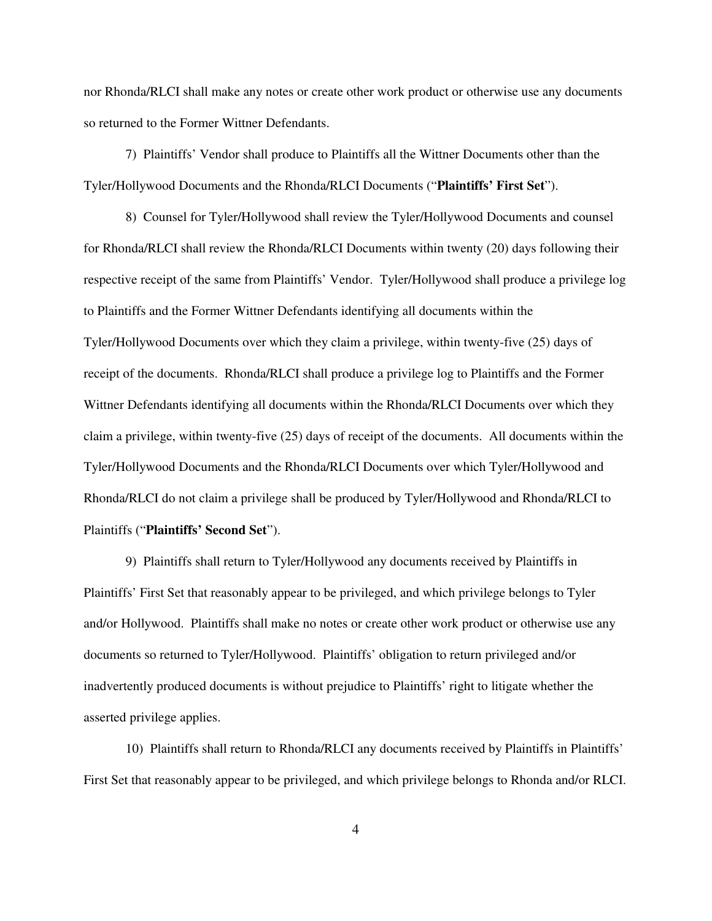nor Rhonda/RLCI shall make any notes or create other work product or otherwise use any documents so returned to the Former Wittner Defendants.

7) Plaintiffs' Vendor shall produce to Plaintiffs all the Wittner Documents other than the Tyler/Hollywood Documents and the Rhonda/RLCI Documents ("**Plaintiffs' First Set**").

8) Counsel for Tyler/Hollywood shall review the Tyler/Hollywood Documents and counsel for Rhonda/RLCI shall review the Rhonda/RLCI Documents within twenty (20) days following their respective receipt of the same from Plaintiffs' Vendor. Tyler/Hollywood shall produce a privilege log to Plaintiffs and the Former Wittner Defendants identifying all documents within the Tyler/Hollywood Documents over which they claim a privilege, within twenty-five (25) days of receipt of the documents. Rhonda/RLCI shall produce a privilege log to Plaintiffs and the Former Wittner Defendants identifying all documents within the Rhonda/RLCI Documents over which they claim a privilege, within twenty-five (25) days of receipt of the documents. All documents within the Tyler/Hollywood Documents and the Rhonda/RLCI Documents over which Tyler/Hollywood and Rhonda/RLCI do not claim a privilege shall be produced by Tyler/Hollywood and Rhonda/RLCI to Plaintiffs ("**Plaintiffs' Second Set**").

9) Plaintiffs shall return to Tyler/Hollywood any documents received by Plaintiffs in Plaintiffs' First Set that reasonably appear to be privileged, and which privilege belongs to Tyler and/or Hollywood. Plaintiffs shall make no notes or create other work product or otherwise use any documents so returned to Tyler/Hollywood. Plaintiffs' obligation to return privileged and/or inadvertently produced documents is without prejudice to Plaintiffs' right to litigate whether the asserted privilege applies.

10) Plaintiffs shall return to Rhonda/RLCI any documents received by Plaintiffs in Plaintiffs' First Set that reasonably appear to be privileged, and which privilege belongs to Rhonda and/or RLCI.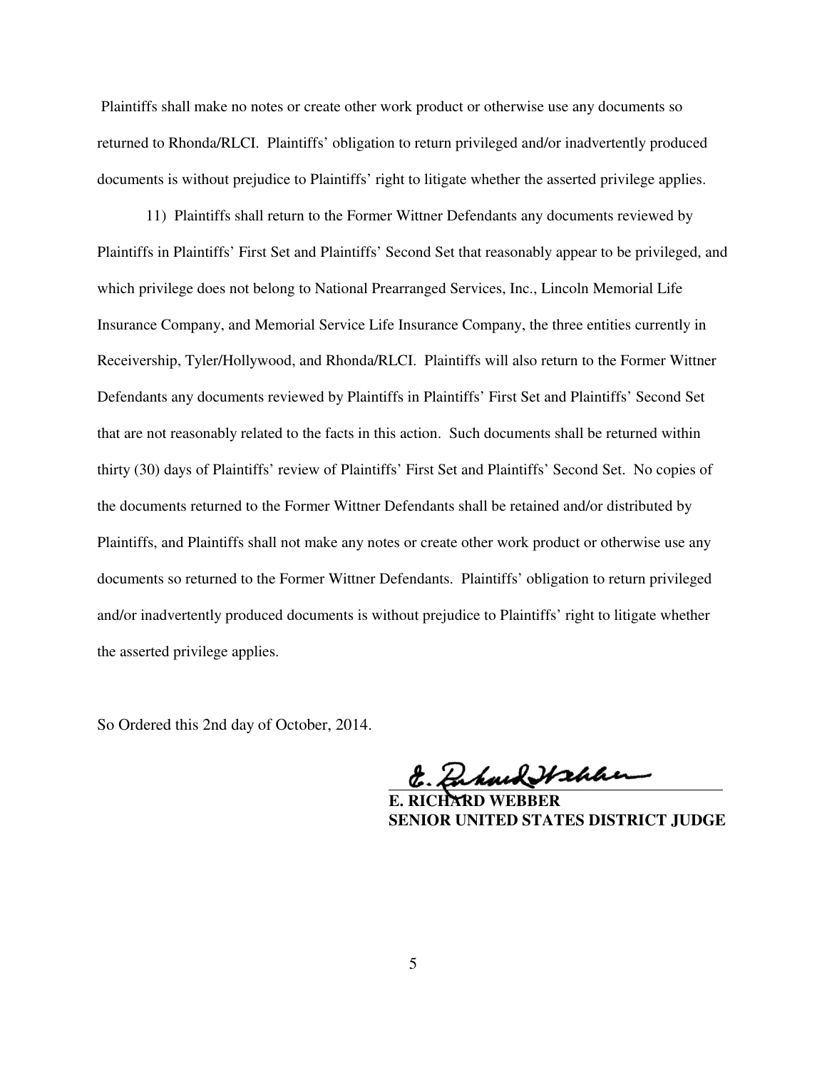Plaintiffs shall make no notes or create other work product or otherwise use any documents so returned to Rhonda/RLCI. Plaintiffs' obligation to return privileged and/or inadvertently produced documents is without prejudice to Plaintiffs' right to litigate whether the asserted privilege applies.

11) Plaintiffs shall return to the Former Wittner Defendants any documents reviewed by Plaintiffs in Plaintiffs' First Set and Plaintiffs' Second Set that reasonably appear to be privileged, and which privilege does not belong to National Prearranged Services, Inc., Lincoln Memorial Life Insurance Company, and Memorial Service Life Insurance Company, the three entities currently in Receivership, Tyler/Hollywood, and Rhonda/RLCI. Plaintiffs will also return to the Former Wittner Defendants any documents reviewed by Plaintiffs in Plaintiffs' First Set and Plaintiffs' Second Set that are not reasonably related to the facts in this action. Such documents shall be returned within thirty (30) days of Plaintiffs' review of Plaintiffs' First Set and Plaintiffs' Second Set. No copies of the documents returned to the Former Wittner Defendants shall be retained and/or distributed by Plaintiffs, and Plaintiffs shall not make any notes or create other work product or otherwise use any documents so returned to the Former Wittner Defendants. Plaintiffs' obligation to return privileged and/or inadvertently produced documents is without prejudice to Plaintiffs' right to litigate whether the asserted privilege applies.

So Ordered this 2nd day of October, 2014.

**E. RICHARD WEBBER**
**SENIOR UNITED STATES DISTRICT JUDGE**